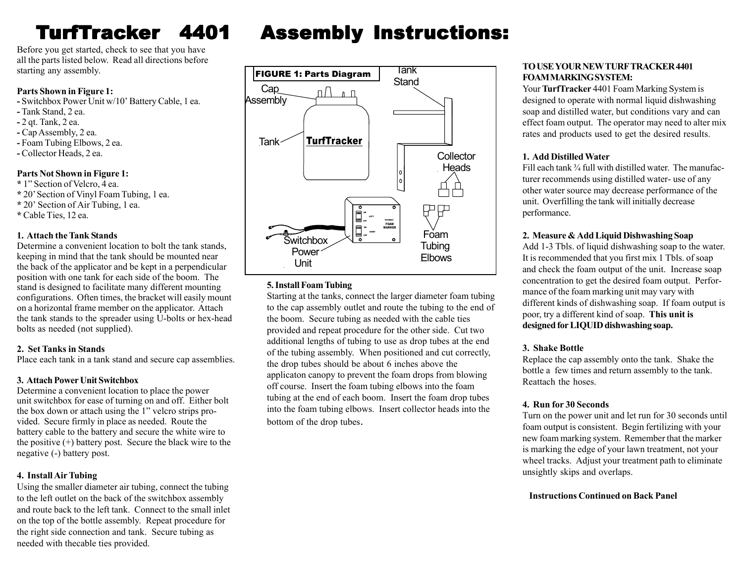# TurfTracker 4401 Assembly Instructions:

Before you get started, check to see that you have all the parts listed below. Read all directions before starting any assembly.

**Parts Shown in Figure 1:**

- Switchbox Power Unit w/10' Battery Cable, 1 ea.
- Tank Stand, 2 ea.
- 2 qt. Tank, 2 ea.
- Cap Assembly, 2 ea.
- Foam Tubing Elbows, 2 ea.
- Collector Heads, 2 ea.

**Parts Not Shown in Figure 1:**

* 1" Section of Velcro, 4 ea.
* 20' Section of Vinyl Foam Tubing, 1 ea.
* 20' Section of Air Tubing, 1 ea.
* Cable Ties, 12 ea.

**1. Attach the Tank Stands**

Determine a convenient location to bolt the tank stands, keeping in mind that the tank should be mounted near the back of the applicator and be kept in a perpendicular position with one tank for each side of the boom. The stand is designed to facilitate many different mounting configurations. Often times, the bracket will easily mount on a horizontal frame member on the applicator. Attach the tank stands to the spreader using U-bolts or hex-head bolts as needed (not supplied).

**2. Set Tanks in Stands**

Place each tank in a tank stand and secure cap assemblies.

**3. Attach Power Unit Switchbox**

Determine a convenient location to place the power unit switchbox for ease of turning on and off. Either bolt the box down or attach using the 1" velcro strips provided. Secure firmly in place as needed. Route the battery cable to the battery and secure the white wire to the positive (+) battery post. Secure the black wire to the negative (-) battery post.

**4. Install Air Tubing**

Using the smaller diameter air tubing, connect the tubing to the left outlet on the back of the switchbox assembly and route back to the left tank. Connect to the small inlet on the top of the bottle assembly. Repeat procedure for the right side connection and tank. Secure tubing as needed with thecable ties provided.

**FIGURE 1: Parts Diagram**

Cap Assembly, Tank Stand, Tank, Collector Heads, Switchbox Power Unit, Foam Tubing Elbows

**5. Install Foam Tubing**

Starting at the tanks, connect the larger diameter foam tubing to the cap assembly outlet and route the tubing to the end of the boom. Secure tubing as needed with the cable ties provided and repeat procedure for the other side. Cut two additional lengths of tubing to use as drop tubes at the end of the tubing assembly. When positioned and cut correctly, the drop tubes should be about 6 inches above the applicaton canopy to prevent the foam drops from blowing off course. Insert the foam tubing elbows into the foam tubing at the end of each boom. Insert the foam drop tubes into the foam tubing elbows. Insert collector heads into the bottom of the drop tubes.

**TO USE YOUR NEW TURF TRACKER 4401 FOAM MARKING SYSTEM:**

Your **TurfTracker** 4401 Foam Marking System is designed to operate with normal liquid dishwashing soap and distilled water, but conditions vary and can effect foam output. The operator may need to alter mix rates and products used to get the desired results.

**1. Add Distilled Water**

Fill each tank ¾ full with distilled water. The manufacturer recommends using distilled water- use of any other water source may decrease performance of the unit. Overfilling the tank will initially decrease performance.

**2. Measure & Add Liquid Dishwashing Soap**

Add 1-3 Tbls. of liquid dishwashing soap to the water. It is recommended that you first mix 1 Tbls. of soap and check the foam output of the unit. Increase soap concentration to get the desired foam output. Performance of the foam marking unit may vary with different kinds of dishwashing soap. If foam output is poor, try a different kind of soap. **This unit is designed for LIQUID dishwashing soap.**

**3. Shake Bottle**

Replace the cap assembly onto the tank. Shake the bottle a few times and return assembly to the tank. Reattach the hoses.

**4. Run for 30 Seconds**

Turn on the power unit and let run for 30 seconds until foam output is consistent. Begin fertilizing with your new foam marking system. Remember that the marker is marking the edge of your lawn treatment, not your wheel tracks. Adjust your treatment path to eliminate unsightly skips and overlaps.

**Instructions Continued on Back Panel**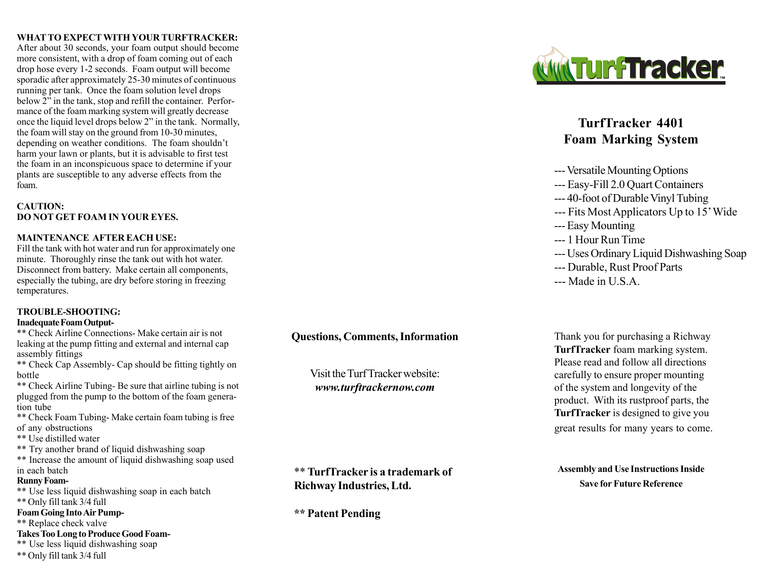**WHAT TO EXPECT WITH YOUR TURFTRACKER:**

After about 30 seconds, your foam output should become more consistent, with a drop of foam coming out of each drop hose every 1-2 seconds. Foam output will become sporadic after approximately 25-30 minutes of continuous running per tank. Once the foam solution level drops below 2" in the tank, stop and refill the container. Performance of the foam marking system will greatly decrease once the liquid level drops below 2" in the tank. Normally, the foam will stay on the ground from 10-30 minutes, depending on weather conditions. The foam shouldn't harm your lawn or plants, but it is advisable to first test the foam in an inconspicuous space to determine if your plants are susceptible to any adverse effects from the foam.

**CAUTION:**
**DO NOT GET FOAM IN YOUR EYES.**

**MAINTENANCE AFTER EACH USE:**

Fill the tank with hot water and run for approximately one minute. Thoroughly rinse the tank out with hot water. Disconnect from battery. Make certain all components, especially the tubing, are dry before storing in freezing temperatures.

**TROUBLE-SHOOTING:**

**Inadequate Foam Output-**

** Check Airline Connections- Make certain air is not leaking at the pump fitting and external and internal cap assembly fittings
** Check Cap Assembly- Cap should be fitting tightly on bottle
** Check Airline Tubing- Be sure that airline tubing is not plugged from the pump to the bottom of the foam generation tube
** Check Foam Tubing- Make certain foam tubing is free of any obstructions
** Use distilled water
** Try another brand of liquid dishwashing soap
** Increase the amount of liquid dishwashing soap used in each batch

**Runny Foam-**

** Use less liquid dishwashing soap in each batch
** Only fill tank 3/4 full

**Foam Going Into Air Pump-**

** Replace check valve

**Takes Too Long to Produce Good Foam-**

** Use less liquid dishwashing soap
** Only fill tank 3/4 full

**Questions, Comments, Information**

Visit the TurfTracker website:
***www.turftrackernow.com***

** **TurfTracker is a trademark of Richway Industries, Ltd.**

** **Patent Pending**

TurfTracker™

# TurfTracker 4401 Foam Marking System

--- Versatile Mounting Options
--- Easy-Fill 2.0 Quart Containers
--- 40-foot of Durable Vinyl Tubing
--- Fits Most Applicators Up to 15' Wide
--- Easy Mounting
--- 1 Hour Run Time
--- Uses Ordinary Liquid Dishwashing Soap
--- Durable, Rust Proof Parts
--- Made in U.S.A.

Thank you for purchasing a Richway **TurfTracker** foam marking system. Please read and follow all directions carefully to ensure proper mounting of the system and longevity of the product. With its rustproof parts, the **TurfTracker** is designed to give you great results for many years to come.

**Assembly and Use Instructions Inside**
**Save for Future Reference**